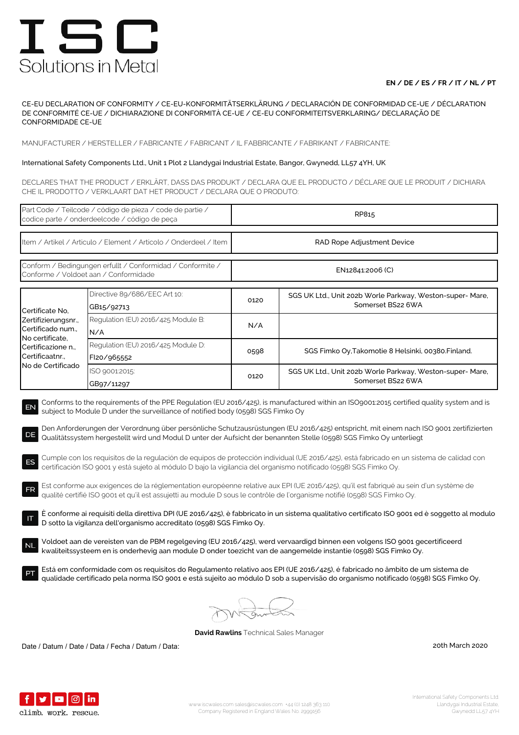# ISC
Solutions in Metal

**EN / DE / ES / FR / IT / NL / PT**

CE-EU DECLARATION OF CONFORMITY / CE-EU-KONFORMITÄTSERKLÄRUNG / DECLARACIÓN DE CONFORMIDAD CE-UE / DÉCLARATION DE CONFORMITÉ CE-UE / DICHIARAZIONE DI CONFORMITÀ CE-UE / CE-EU CONFORMITEITSVERKLARING/ DECLARAÇÃO DE CONFORMIDADE CE-UE

MANUFACTURER / HERSTELLER / FABRICANTE / FABRICANT / IL FABBRICANTE / FABRIKANT / FABRICANTE:

International Safety Components Ltd., Unit 1 Plot 2 Llandygai Industrial Estate, Bangor, Gwynedd, LL57 4YH, UK

DECLARES THAT THE PRODUCT / ERKLÄRT, DASS DAS PRODUKT / DECLARA QUE EL PRODUCTO / DÉCLARE QUE LE PRODUIT / DICHIARA CHE IL PRODOTTO / VERKLAART DAT HET PRODUCT / DECLARA QUE O PRODUTO:

| | |
|---|---|
| Part Code / Teilcode / código de pieza / code de partie / codice parte / onderdeelcode / código de peça | RP815 |
| Item / Artikel / Articulo / Element / Articolo / Onderdeel / Item | RAD Rope Adjustment Device |
| Conform / Bedingungen erfullt / Conformidad / Conformite / Conforme / Voldoet aan / Conformidade | EN12841:2006 (C) |

| | | | |
|---|---|---|---|
| Certificate No, Zertifizierungsnr., Certificado num., No certificate, Certificazione n., Certificaatnr., No de Certificado | Directive 89/686/EEC Art 10: GB15/92713 | 0120 | SGS UK Ltd., Unit 202b Worle Parkway, Weston-super- Mare, Somerset BS22 6WA |
| | Regulation (EU) 2016/425 Module B: N/A | N/A | |
| | Regulation (EU) 2016/425 Module D: FI20/965552 | 0598 | SGS Fimko Oy,Takomotie 8 Helsinki, 00380.Finland. |
| | ISO 9001:2015: GB97/11297 | 0120 | SGS UK Ltd., Unit 202b Worle Parkway, Weston-super- Mare, Somerset BS22 6WA |

**EN** Conforms to the requirements of the PPE Regulation (EU 2016/425), is manufactured within an ISO9001:2015 certified quality system and is subject to Module D under the surveillance of notified body (0598) SGS Fimko Oy

**DE** Den Anforderungen der Verordnung über persönliche Schutzausrüstungen (EU 2016/425) entspricht, mit einem nach ISO 9001 zertifizierten Qualitätssystem hergestellt wird und Modul D unter der Aufsicht der benannten Stelle (0598) SGS Fimko Oy unterliegt

**ES** Cumple con los requisitos de la regulación de equipos de protección individual (UE 2016/425), está fabricado en un sistema de calidad con certificación ISO 9001 y está sujeto al módulo D bajo la vigilancia del organismo notificado (0598) SGS Fimko Oy.

**FR** Est conforme aux exigences de la réglementation européenne relative aux EPI (UE 2016/425), qu'il est fabriqué au sein d'un système de qualité certifié ISO 9001 et qu'il est assujetti au module D sous le contrôle de l'organisme notifié (0598) SGS Fimko Oy.

**IT** È conforme ai requisiti della direttiva DPI (UE 2016/425), è fabbricato in un sistema qualitativo certificato ISO 9001 ed è soggetto al modulo D sotto la vigilanza dell'organismo accreditato (0598) SGS Fimko Oy.

**NL** Voldoet aan de vereisten van de PBM regelgeving (EU 2016/425), werd vervaardigd binnen een volgens ISO 9001 gecertificeerd kwaliteitssysteem en is onderhevig aan module D onder toezicht van de aangemelde instantie (0598) SGS Fimko Oy.

**PT** Está em conformidade com os requisitos do Regulamento relativo aos EPI (UE 2016/425), é fabricado no âmbito de um sistema de qualidade certificado pela norma ISO 9001 e está sujeito ao módulo D sob a supervisão do organismo notificado (0598) SGS Fimko Oy.

**David Rawlins** Technical Sales Manager

Date / Datum / Date / Data / Fecha / Datum / Data: 20th March 2020

climb. work. rescue.

www.iscwales.com sales@iscwales.com +44 (0) 1248 363 110
Company Registered in England Wales No. 2999156

International Safety Components Ltd.
Llandygai Industrial Estate,
Gwynedd LL57 4YH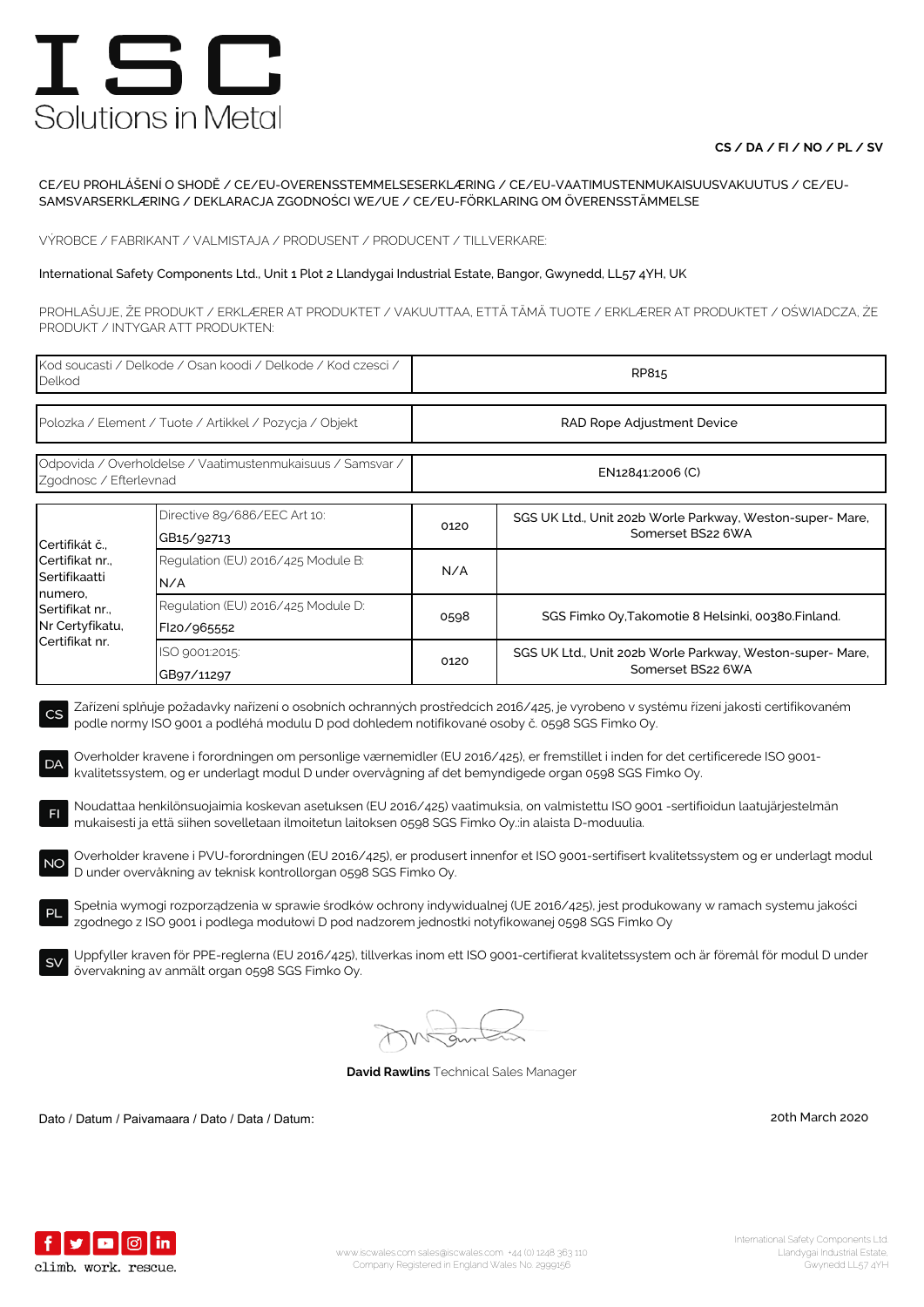# ISC

Solutions in Metal

**CS / DA / FI / NO / PL / SV**

CE/EU PROHLÁŠENÍ O SHODĚ / CE/EU-OVERENSSTEMMELSESERKLÆRING / CE/EU-VAATIMUSTENMUKAISUUSVAKUUTUS / CE/EU-SAMSVARSERKLÆRING / DEKLARACJA ZGODNOŚCI WE/UE / CE/EU-FÖRKLARING OM ÖVERENSSTÄMMELSE

VÝROBCE / FABRIKANT / VALMISTAJA / PRODUSENT / PRODUCENT / TILLVERKARE:

International Safety Components Ltd., Unit 1 Plot 2 Llandygai Industrial Estate, Bangor, Gwynedd, LL57 4YH, UK

PROHLAŠUJE, ŽE PRODUKT / ERKLÆRER AT PRODUKTET / VAKUUTTAA, ETTÄ TÄMÄ TUOTE / ERKLÆRER AT PRODUKTET / OŚWIADCZA, ŻE PRODUKT / INTYGAR ATT PRODUKTEN:

| | |
|---|---|
| Kod soucasti / Delkode / Osan koodi / Delkode / Kod czesci / Delkod | RP815 |
| Polozka / Element / Tuote / Artikkel / Pozycja / Objekt | RAD Rope Adjustment Device |
| Odpovida / Overholdelse / Vaatimustenmukaisuus / Samsvar / Zgodnosc / Efterlevnad | EN12841:2006 (C) |

| | | | |
|---|---|---|---|
| Certifikát č., Certifikat nr., Sertifikaatti numero, Sertifikat nr., Nr Certyfikatu, Certifikat nr. | Directive 89/686/EEC Art 10: GB15/92713 | 0120 | SGS UK Ltd., Unit 202b Worle Parkway, Weston-super- Mare, Somerset BS22 6WA |
| | Regulation (EU) 2016/425 Module B: N/A | N/A | |
| | Regulation (EU) 2016/425 Module D: FI20/965552 | 0598 | SGS Fimko Oy,Takomotie 8 Helsinki, 00380.Finland. |
| | ISO 9001:2015: GB97/11297 | 0120 | SGS UK Ltd., Unit 202b Worle Parkway, Weston-super- Mare, Somerset BS22 6WA |

**CS** Zařízení splňuje požadavky nařízeni o osobnich ochranných prostředcích 2016/425, je vyrobeno v systému řízení jakosti certifikovaném podle normy ISO 9001 a podléhá modulu D pod dohledem notifikované osoby č. 0598 SGS Fimko Oy.

**DA** Overholder kravene i forordningen om personlige værnemidler (EU 2016/425), er fremstillet i inden for det certificerede ISO 9001-kvalitetssystem, og er underlagt modul D under overvågning af det bemyndigede organ 0598 SGS Fimko Oy.

**FI** Noudattaa henkilönsuojaimia koskevan asetuksen (EU 2016/425) vaatimuksia, on valmistettu ISO 9001 -sertifioidun laatujärjestelmän mukaisesti ja että siihen sovelletaan ilmoitetun laitoksen 0598 SGS Fimko Oy.:in alaista D-moduulia.

**NO** Overholder kravene i PVU-forordningen (EU 2016/425), er produsert innenfor et ISO 9001-sertifisert kvalitetssystem og er underlagt modul D under overvåkning av teknisk kontrollorgan 0598 SGS Fimko Oy.

**PL** Spełnia wymogi rozporządzenia w sprawie środków ochrony indywidualnej (UE 2016/425), jest produkowany w ramach systemu jakości zgodnego z ISO 9001 i podlega modułowi D pod nadzorem jednostki notyfikowanej 0598 SGS Fimko Oy

**SV** Uppfyller kraven för PPE-reglerna (EU 2016/425), tillverkas inom ett ISO 9001-certifierat kvalitetssystem och är föremål för modul D under övervakning av anmält organ 0598 SGS Fimko Oy.

**David Rawlins** Technical Sales Manager

Dato / Datum / Paivamaara / Dato / Data / Datum: 20th March 2020

climb. work. rescue.

www.iscwales.com sales@iscwales.com +44 (0) 1248 363 110
Company Registered in England Wales No. 2999156

International Safety Components Ltd.
Llandygai Industrial Estate,
Gwynedd LL57 4YH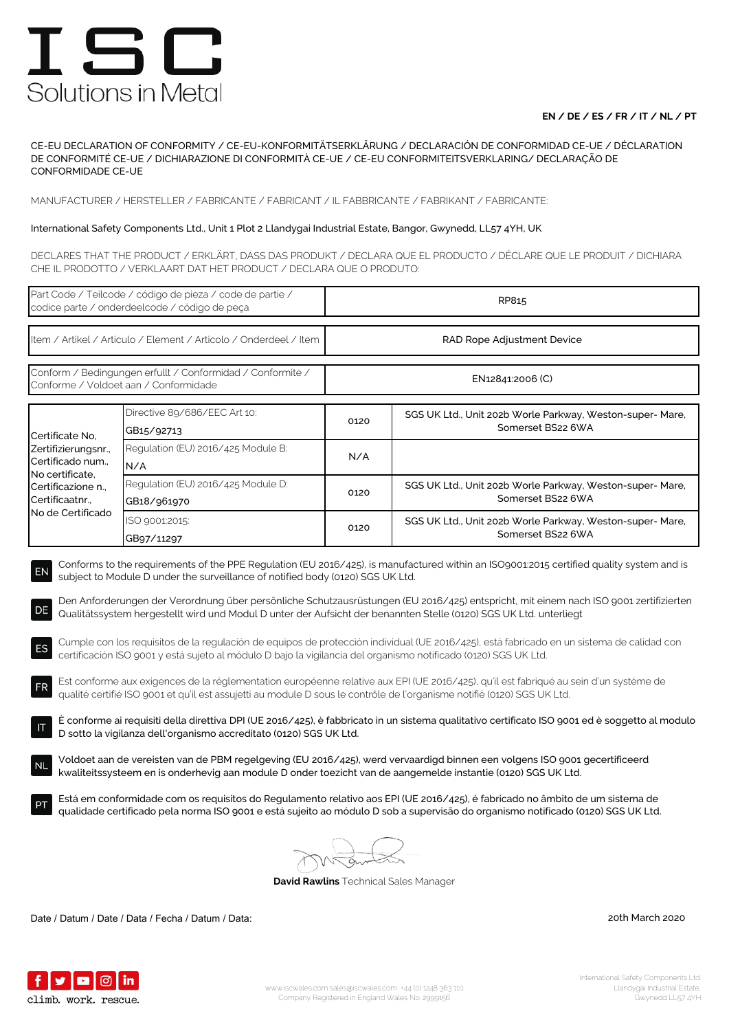# ISC

Solutions in Metal

**EN / DE / ES / FR / IT / NL / PT**

CE-EU DECLARATION OF CONFORMITY / CE-EU-KONFORMITÄTSERKLÄRUNG / DECLARACIÓN DE CONFORMIDAD CE-UE / DÉCLARATION DE CONFORMITÉ CE-UE / DICHIARAZIONE DI CONFORMITÀ CE-UE / CE-EU CONFORMITEITSVERKLARING/ DECLARAÇÃO DE CONFORMIDADE CE-UE

MANUFACTURER / HERSTELLER / FABRICANTE / FABRICANT / IL FABBRICANTE / FABRIKANT / FABRICANTE:

International Safety Components Ltd., Unit 1 Plot 2 Llandygai Industrial Estate, Bangor, Gwynedd, LL57 4YH, UK

DECLARES THAT THE PRODUCT / ERKLÄRT, DASS DAS PRODUKT / DECLARA QUE EL PRODUCTO / DÉCLARE QUE LE PRODUIT / DICHIARA CHE IL PRODOTTO / VERKLAART DAT HET PRODUCT / DECLARA QUE O PRODUTO:

| | |
|---|---|
| Part Code / Teilcode / código de pieza / code de partie / codice parte / onderdeelcode / código de peça | RP815 |
| Item / Artikel / Articulo / Element / Articolo / Onderdeel / Item | RAD Rope Adjustment Device |
| Conform / Bedingungen erfullt / Conformidad / Conformite / Conforme / Voldoet aan / Conformidade | EN12841:2006 (C) |

| | | | |
|---|---|---|---|
| Certificate No, Zertifizierungsnr., Certificado num., No certificate, Certificazione n., Certificaatnr., No de Certificado | Directive 89/686/EEC Art 10: GB15/92713 | 0120 | SGS UK Ltd., Unit 202b Worle Parkway, Weston-super- Mare, Somerset BS22 6WA |
| | Regulation (EU) 2016/425 Module B: N/A | N/A | |
| | Regulation (EU) 2016/425 Module D: GB18/961970 | 0120 | SGS UK Ltd., Unit 202b Worle Parkway, Weston-super- Mare, Somerset BS22 6WA |
| | ISO 9001:2015: GB97/11297 | 0120 | SGS UK Ltd., Unit 202b Worle Parkway, Weston-super- Mare, Somerset BS22 6WA |

**EN** Conforms to the requirements of the PPE Regulation (EU 2016/425), is manufactured within an ISO9001:2015 certified quality system and is subject to Module D under the surveillance of notified body (0120) SGS UK Ltd.

**DE** Den Anforderungen der Verordnung über persönliche Schutzausrüstungen (EU 2016/425) entspricht, mit einem nach ISO 9001 zertifizierten Qualitätssystem hergestellt wird und Modul D unter der Aufsicht der benannten Stelle (0120) SGS UK Ltd. unterliegt

**ES** Cumple con los requisitos de la regulación de equipos de protección individual (UE 2016/425), está fabricado en un sistema de calidad con certificación ISO 9001 y está sujeto al módulo D bajo la vigilancia del organismo notificado (0120) SGS UK Ltd.

**FR** Est conforme aux exigences de la réglementation européenne relative aux EPI (UE 2016/425), qu'il est fabriqué au sein d'un système de qualité certifié ISO 9001 et qu'il est assujetti au module D sous le contrôle de l'organisme notifié (0120) SGS UK Ltd.

**IT** È conforme ai requisiti della direttiva DPI (UE 2016/425), è fabbricato in un sistema qualitativo certificato ISO 9001 ed è soggetto al modulo D sotto la vigilanza dell'organismo accreditato (0120) SGS UK Ltd.

**NL** Voldoet aan de vereisten van de PBM regelgeving (EU 2016/425), werd vervaardigd binnen een volgens ISO 9001 gecertificeerd kwaliteitssysteem en is onderhevig aan module D onder toezicht van de aangemelde instantie (0120) SGS UK Ltd.

**PT** Está em conformidade com os requisitos do Regulamento relativo aos EPI (UE 2016/425), é fabricado no âmbito de um sistema de qualidade certificado pela norma ISO 9001 e está sujeito ao módulo D sob a supervisão do organismo notificado (0120) SGS UK Ltd.

**David Rawlins** Technical Sales Manager

Date / Datum / Date / Data / Fecha / Datum / Data: 20th March 2020

climb. work. rescue.

www.iscwales.com sales@iscwales.com +44 (0) 1248 363 110
Company Registered in England Wales No. 2999156

International Safety Components Ltd.
Llandygai Industrial Estate,
Gwynedd LL57 4YH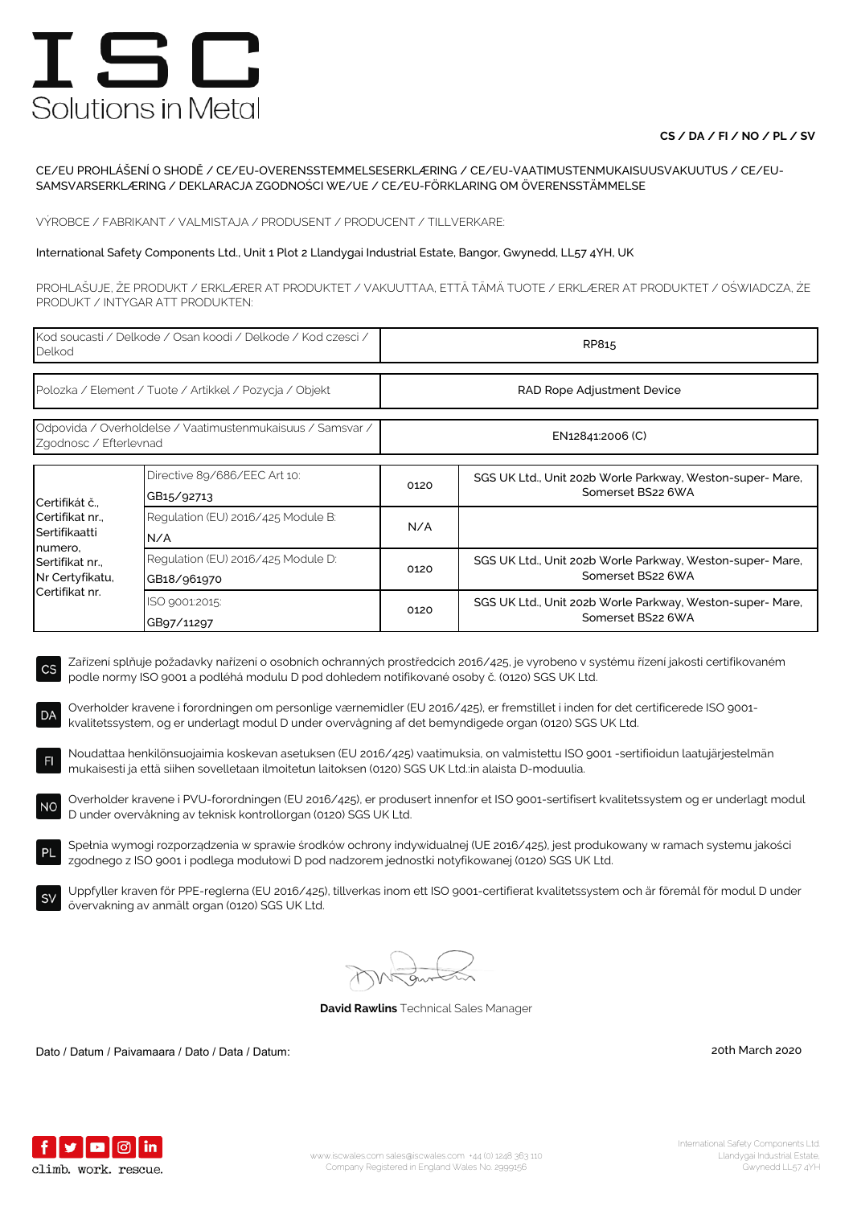# ISC
Solutions in Metal

**CS / DA / FI / NO / PL / SV**

CE/EU PROHLÁŠENÍ O SHODĚ / CE/EU-OVERENSSTEMMELSESERKLÆRING / CE/EU-VAATIMUSTENMUKAISUUSVAKUUTUS / CE/EU-SAMSVARSERKLÆRING / DEKLARACJA ZGODNOŚCI WE/UE / CE/EU-FÖRKLARING OM ÖVERENSSTÄMMELSE

VÝROBCE / FABRIKANT / VALMISTAJA / PRODUSENT / PRODUCENT / TILLVERKARE:

International Safety Components Ltd., Unit 1 Plot 2 Llandygai Industrial Estate, Bangor, Gwynedd, LL57 4YH, UK

PROHLAŠUJE, ŽE PRODUKT / ERKLÆRER AT PRODUKTET / VAKUUTTAA, ETTÄ TÄMÄ TUOTE / ERKLÆRER AT PRODUKTET / OŚWIADCZA, ŻE PRODUKT / INTYGAR ATT PRODUKTEN:

| | |
|---|---|
| Kod soucasti / Delkode / Osan koodi / Delkode / Kod czesci / Delkod | RP815 |
| Polozka / Element / Tuote / Artikkel / Pozycja / Objekt | RAD Rope Adjustment Device |
| Odpovida / Overholdelse / Vaatimustenmukaisuus / Samsvar / Zgodnosc / Efterlevnad | EN12841:2006 (C) |

| | | | |
|---|---|---|---|
| Certifikát č., Certifikat nr., Sertifikaatti numero, Sertifikat nr., Nr Certyfikatu, Certifikat nr. | Directive 89/686/EEC Art 10: GB15/92713 | 0120 | SGS UK Ltd., Unit 202b Worle Parkway, Weston-super- Mare, Somerset BS22 6WA |
| | Regulation (EU) 2016/425 Module B: N/A | N/A | |
| | Regulation (EU) 2016/425 Module D: GB18/961970 | 0120 | SGS UK Ltd., Unit 202b Worle Parkway, Weston-super- Mare, Somerset BS22 6WA |
| | ISO 9001:2015: GB97/11297 | 0120 | SGS UK Ltd., Unit 202b Worle Parkway, Weston-super- Mare, Somerset BS22 6WA |

**CS** Zařízení splňuje požadavky nařizeni o osobních ochranných prostředcích 2016/425, je vyrobeno v systému řízení jakosti certifikovaném podle normy ISO 9001 a podléhá modulu D pod dohledem notifikované osoby č. (0120) SGS UK Ltd.

**DA** Overholder kravene i forordningen om personlige værnemidler (EU 2016/425), er fremstillet i inden for det certificerede ISO 9001-kvalitetssystem, og er underlagt modul D under overvågning af det bemyndigede organ (0120) SGS UK Ltd.

**FI** Noudattaa henkilönsuojaimia koskevan asetuksen (EU 2016/425) vaatimuksia, on valmistettu ISO 9001 -sertifioidun laatujärjestelmän mukaisesti ja että siihen sovelletaan ilmoitetun laitoksen (0120) SGS UK Ltd.:in alaista D-moduulia.

**NO** Overholder kravene i PVU-forordningen (EU 2016/425), er produsert innenfor et ISO 9001-sertifisert kvalitetssystem og er underlagt modul D under overvåkning av teknisk kontrollorgan (0120) SGS UK Ltd.

**PL** Spełnia wymogi rozporządzenia w sprawie środków ochrony indywidualnej (UE 2016/425), jest produkowany w ramach systemu jakości zgodnego z ISO 9001 i podlega modułowi D pod nadzorem jednostki notyfikowanej (0120) SGS UK Ltd.

**SV** Uppfyller kraven för PPE-reglerna (EU 2016/425), tillverkas inom ett ISO 9001-certifierat kvalitetssystem och är föremål för modul D under övervakning av anmält organ (0120) SGS UK Ltd.

**David Rawlins** Technical Sales Manager

Dato / Datum / Paivamaara / Dato / Data / Datum: 20th March 2020

climb. work. rescue.

www.iscwales.com sales@iscwales.com +44 (0) 1248 363 110
Company Registered in England Wales No. 2999156

International Safety Components Ltd.
Llandygai Industrial Estate,
Gwynedd LL57 4YH